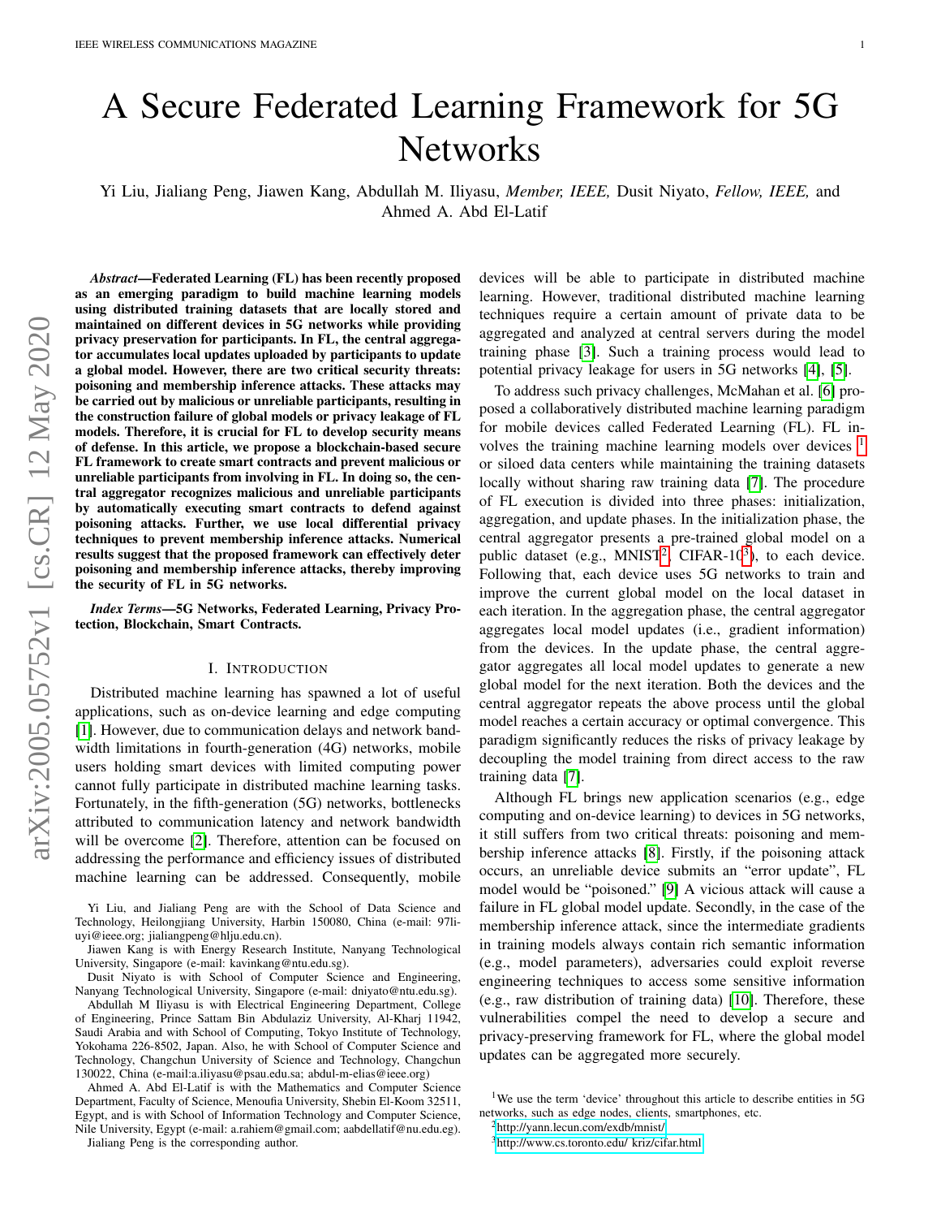# A Secure Federated Learning Framework for 5G Networks

Yi Liu, Jialiang Peng, Jiawen Kang, Abdullah M. Iliyasu, *Member, IEEE,* Dusit Niyato, *Fellow, IEEE,* and Ahmed A. Abd El-Latif

***Abstract*—Federated Learning (FL) has been recently proposed as an emerging paradigm to build machine learning models using distributed training datasets that are locally stored and maintained on different devices in 5G networks while providing privacy preservation for participants. In FL, the central aggregator accumulates local updates uploaded by participants to update a global model. However, there are two critical security threats: poisoning and membership inference attacks. These attacks may be carried out by malicious or unreliable participants, resulting in the construction failure of global models or privacy leakage of FL models. Therefore, it is crucial for FL to develop security means of defense. In this article, we propose a blockchain-based secure FL framework to create smart contracts and prevent malicious or unreliable participants from involving in FL. In doing so, the central aggregator recognizes malicious and unreliable participants by automatically executing smart contracts to defend against poisoning attacks. Further, we use local differential privacy techniques to prevent membership inference attacks. Numerical results suggest that the proposed framework can effectively deter poisoning and membership inference attacks, thereby improving the security of FL in 5G networks.**

***Index Terms*—5G Networks, Federated Learning, Privacy Protection, Blockchain, Smart Contracts.**

## I. Introduction

Distributed machine learning has spawned a lot of useful applications, such as on-device learning and edge computing [1]. However, due to communication delays and network bandwidth limitations in fourth-generation (4G) networks, mobile users holding smart devices with limited computing power cannot fully participate in distributed machine learning tasks. Fortunately, in the fifth-generation (5G) networks, bottlenecks attributed to communication latency and network bandwidth will be overcome [2]. Therefore, attention can be focused on addressing the performance and efficiency issues of distributed machine learning can be addressed. Consequently, mobile devices will be able to participate in distributed machine learning. However, traditional distributed machine learning techniques require a certain amount of private data to be aggregated and analyzed at central servers during the model training phase [3]. Such a training process would lead to potential privacy leakage for users in 5G networks [4], [5].

To address such privacy challenges, McMahan et al. [6] proposed a collaboratively distributed machine learning paradigm for mobile devices called Federated Learning (FL). FL involves the training machine learning models over devices [1] or siloed data centers while maintaining the training datasets locally without sharing raw training data [7]. The procedure of FL execution is divided into three phases: initialization, aggregation, and update phases. In the initialization phase, the central aggregator presents a pre-trained global model on a public dataset (e.g., MNIST[2], CIFAR-10[3]), to each device. Following that, each device uses 5G networks to train and improve the current global model on the local dataset in each iteration. In the aggregation phase, the central aggregator aggregates local model updates (i.e., gradient information) from the devices. In the update phase, the central aggregator aggregates all local model updates to generate a new global model for the next iteration. Both the devices and the central aggregator repeats the above process until the global model reaches a certain accuracy or optimal convergence. This paradigm significantly reduces the risks of privacy leakage by decoupling the model training from direct access to the raw training data [7].

Although FL brings new application scenarios (e.g., edge computing and on-device learning) to devices in 5G networks, it still suffers from two critical threats: poisoning and membership inference attacks [8]. Firstly, if the poisoning attack occurs, an unreliable device submits an "error update", FL model would be "poisoned." [9] A vicious attack will cause a failure in FL global model update. Secondly, in the case of the membership inference attack, since the intermediate gradients in training models always contain rich semantic information (e.g., model parameters), adversaries could exploit reverse engineering techniques to access some sensitive information (e.g., raw distribution of training data) [10]. Therefore, these vulnerabilities compel the need to develop a secure and privacy-preserving framework for FL, where the global model updates can be aggregated more securely.

Yi Liu, and Jialiang Peng are with the School of Data Science and Technology, Heilongjiang University, Harbin 150080, China (e-mail: 97liuyi@ieee.org; jialiangpeng@hlju.edu.cn).

Jiawen Kang is with Energy Research Institute, Nanyang Technological University, Singapore (e-mail: kavinkang@ntu.edu.sg).

Dusit Niyato is with School of Computer Science and Engineering, Nanyang Technological University, Singapore (e-mail: dniyato@ntu.edu.sg).

Abdullah M Iliyasu is with Electrical Engineering Department, College of Engineering, Prince Sattam Bin Abdulaziz University, Al-Kharj 11942, Saudi Arabia and with School of Computing, Tokyo Institute of Technology, Yokohama 226-8502, Japan. Also, he with School of Computer Science and Technology, Changchun University of Science and Technology, Changchun 130022, China (e-mail:a.iliyasu@psau.edu.sa; abdul-m-elias@ieee.org)

Ahmed A. Abd El-Latif is with the Mathematics and Computer Science Department, Faculty of Science, Menoufia University, Shebin El-Koom 32511, Egypt, and is with School of Information Technology and Computer Science, Nile University, Egypt (e-mail: a.rahiem@gmail.com; aabdellatif@nu.edu.eg).

Jialiang Peng is the corresponding author.

[1] We use the term 'device' throughout this article to describe entities in 5G networks, such as edge nodes, clients, smartphones, etc.

[2] http://yann.lecun.com/exdb/mnist/

[3] http://www.cs.toronto.edu/ kriz/cifar.html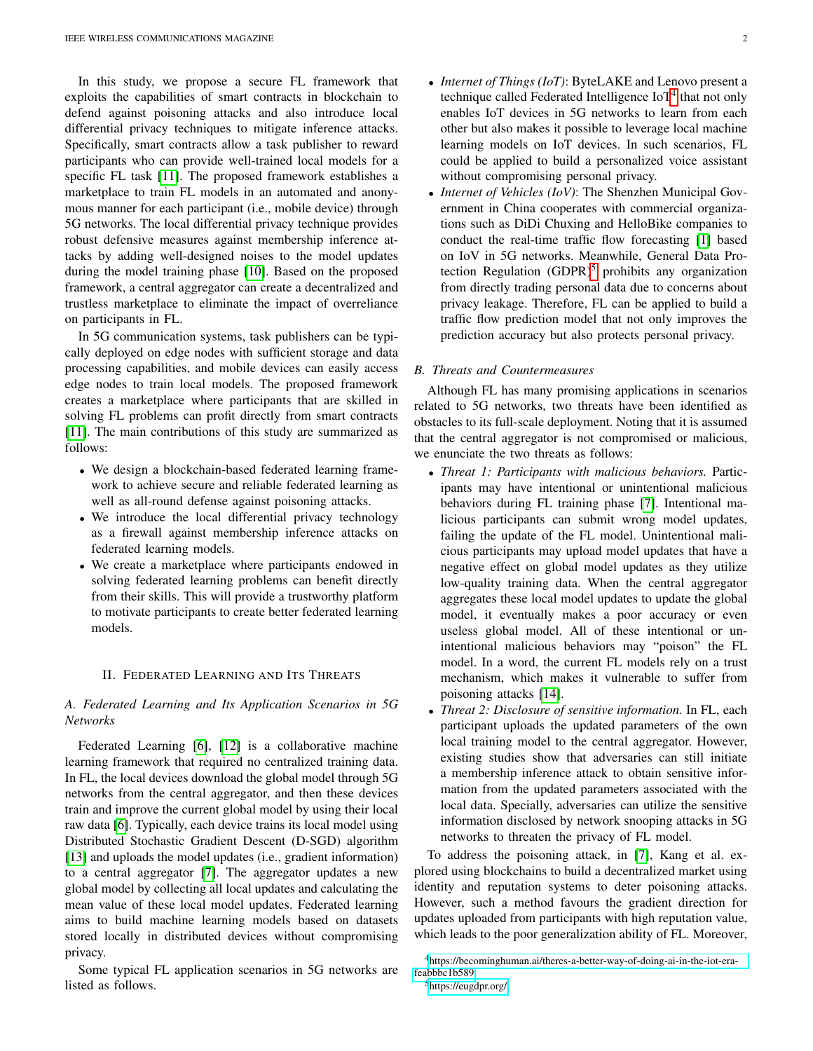In this study, we propose a secure FL framework that exploits the capabilities of smart contracts in blockchain to defend against poisoning attacks and also introduce local differential privacy techniques to mitigate inference attacks. Specifically, smart contracts allow a task publisher to reward participants who can provide well-trained local models for a specific FL task [11]. The proposed framework establishes a marketplace to train FL models in an automated and anonymous manner for each participant (i.e., mobile device) through 5G networks. The local differential privacy technique provides robust defensive measures against membership inference attacks by adding well-designed noises to the model updates during the model training phase [10]. Based on the proposed framework, a central aggregator can create a decentralized and trustless marketplace to eliminate the impact of overreliance on participants in FL.

In 5G communication systems, task publishers can be typically deployed on edge nodes with sufficient storage and data processing capabilities, and mobile devices can easily access edge nodes to train local models. The proposed framework creates a marketplace where participants that are skilled in solving FL problems can profit directly from smart contracts [11]. The main contributions of this study are summarized as follows:

- We design a blockchain-based federated learning framework to achieve secure and reliable federated learning as well as all-round defense against poisoning attacks.
- We introduce the local differential privacy technology as a firewall against membership inference attacks on federated learning models.
- We create a marketplace where participants endowed in solving federated learning problems can benefit directly from their skills. This will provide a trustworthy platform to motivate participants to create better federated learning models.

## II. Federated Learning and Its Threats

### A. Federated Learning and Its Application Scenarios in 5G Networks

Federated Learning [6], [12] is a collaborative machine learning framework that required no centralized training data. In FL, the local devices download the global model through 5G networks from the central aggregator, and then these devices train and improve the current global model by using their local raw data [6]. Typically, each device trains its local model using Distributed Stochastic Gradient Descent (D-SGD) algorithm [13] and uploads the model updates (i.e., gradient information) to a central aggregator [7]. The aggregator updates a new global model by collecting all local updates and calculating the mean value of these local model updates. Federated learning aims to build machine learning models based on datasets stored locally in distributed devices without compromising privacy.

Some typical FL application scenarios in 5G networks are listed as follows.

- *Internet of Things (IoT)*: ByteLAKE and Lenovo present a technique called Federated Intelligence IoT[4] that not only enables IoT devices in 5G networks to learn from each other but also makes it possible to leverage local machine learning models on IoT devices. In such scenarios, FL could be applied to build a personalized voice assistant without compromising personal privacy.
- *Internet of Vehicles (IoV)*: The Shenzhen Municipal Government in China cooperates with commercial organizations such as DiDi Chuxing and HelloBike companies to conduct the real-time traffic flow forecasting [1] based on IoV in 5G networks. Meanwhile, General Data Protection Regulation (GDPR)[5] prohibits any organization from directly trading personal data due to concerns about privacy leakage. Therefore, FL can be applied to build a traffic flow prediction model that not only improves the prediction accuracy but also protects personal privacy.

### B. Threats and Countermeasures

Although FL has many promising applications in scenarios related to 5G networks, two threats have been identified as obstacles to its full-scale deployment. Noting that it is assumed that the central aggregator is not compromised or malicious, we enunciate the two threats as follows:

- *Threat 1: Participants with malicious behaviors.* Participants may have intentional or unintentional malicious behaviors during FL training phase [7]. Intentional malicious participants can submit wrong model updates, failing the update of the FL model. Unintentional malicious participants may upload model updates that have a negative effect on global model updates as they utilize low-quality training data. When the central aggregator aggregates these local model updates to update the global model, it eventually makes a poor accuracy or even useless global model. All of these intentional or unintentional malicious behaviors may "poison" the FL model. In a word, the current FL models rely on a trust mechanism, which makes it vulnerable to suffer from poisoning attacks [14].
- *Threat 2: Disclosure of sensitive information.* In FL, each participant uploads the updated parameters of the own local training model to the central aggregator. However, existing studies show that adversaries can still initiate a membership inference attack to obtain sensitive information from the updated parameters associated with the local data. Specially, adversaries can utilize the sensitive information disclosed by network snooping attacks in 5G networks to threaten the privacy of FL model.

To address the poisoning attack, in [7], Kang et al. explored using blockchains to build a decentralized market using identity and reputation systems to deter poisoning attacks. However, such a method favours the gradient direction for updates uploaded from participants with high reputation value, which leads to the poor generalization ability of FL. Moreover,

[4] https://becominghuman.ai/theres-a-better-way-of-doing-ai-in-the-iot-era-feabbbc1b589

[5] https://eugdpr.org/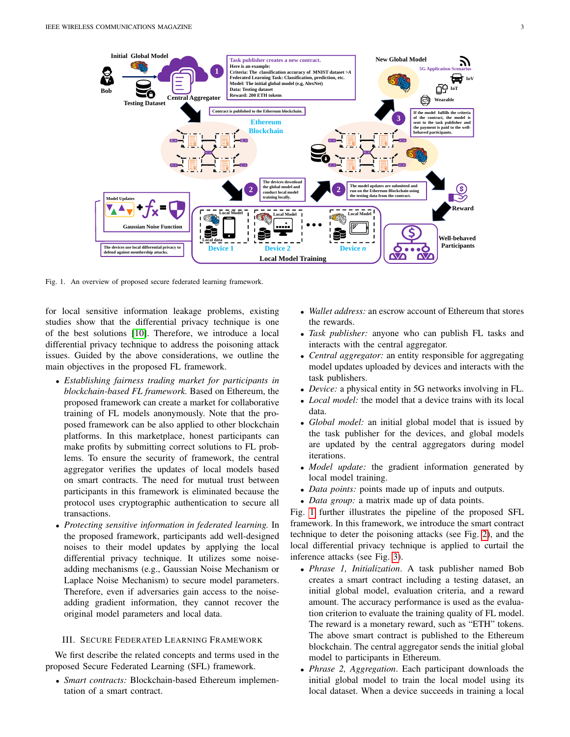Fig. 1. An overview of proposed secure federated learning framework.

for local sensitive information leakage problems, existing studies show that the differential privacy technique is one of the best solutions [10]. Therefore, we introduce a local differential privacy technique to address the poisoning attack issues. Guided by the above considerations, we outline the main objectives in the proposed FL framework.

- *Establishing fairness trading market for participants in blockchain-based FL framework.* Based on Ethereum, the proposed framework can create a market for collaborative training of FL models anonymously. Note that the proposed framework can be also applied to other blockchain platforms. In this marketplace, honest participants can make profits by submitting correct solutions to FL problems. To ensure the security of framework, the central aggregator verifies the updates of local models based on smart contracts. The need for mutual trust between participants in this framework is eliminated because the protocol uses cryptographic authentication to secure all transactions.
- *Protecting sensitive information in federated learning.* In the proposed framework, participants add well-designed noises to their model updates by applying the local differential privacy technique. It utilizes some noise-adding mechanisms (e.g., Gaussian Noise Mechanism or Laplace Noise Mechanism) to secure model parameters. Therefore, even if adversaries gain access to the noise-adding gradient information, they cannot recover the original model parameters and local data.

## III. Secure Federated Learning Framework

We first describe the related concepts and terms used in the proposed Secure Federated Learning (SFL) framework.

- *Smart contracts:* Blockchain-based Ethereum implementation of a smart contract.
- *Wallet address:* an escrow account of Ethereum that stores the rewards.
- *Task publisher:* anyone who can publish FL tasks and interacts with the central aggregator.
- *Central aggregator:* an entity responsible for aggregating model updates uploaded by devices and interacts with the task publishers.
- *Device:* a physical entity in 5G networks involving in FL.
- *Local model:* the model that a device trains with its local data.
- *Global model:* an initial global model that is issued by the task publisher for the devices, and global models are updated by the central aggregators during model iterations.
- *Model update:* the gradient information generated by local model training.
- *Data points:* points made up of inputs and outputs.
- *Data group:* a matrix made up of data points.

Fig. 1 further illustrates the pipeline of the proposed SFL framework. In this framework, we introduce the smart contract technique to deter the poisoning attacks (see Fig. 2), and the local differential privacy technique is applied to curtail the inference attacks (see Fig. 3).

- *Phrase 1, Initialization*. A task publisher named Bob creates a smart contract including a testing dataset, an initial global model, evaluation criteria, and a reward amount. The accuracy performance is used as the evaluation criterion to evaluate the training quality of FL model. The reward is a monetary reward, such as "ETH" tokens. The above smart contract is published to the Ethereum blockchain. The central aggregator sends the initial global model to participants in Ethereum.
- *Phrase 2, Aggregation*. Each participant downloads the initial global model to train the local model using its local dataset. When a device succeeds in training a local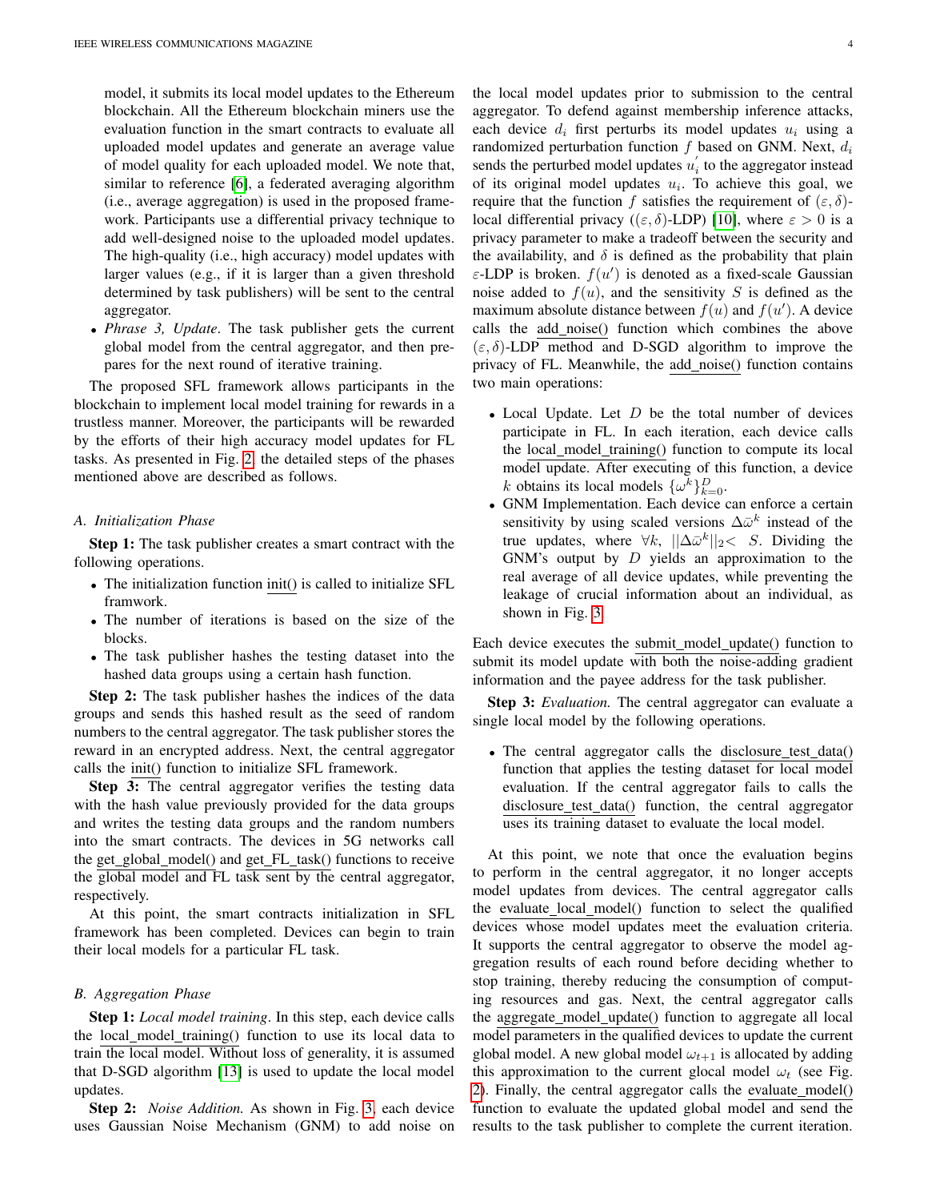model, it submits its local model updates to the Ethereum blockchain. All the Ethereum blockchain miners use the evaluation function in the smart contracts to evaluate all uploaded model updates and generate an average value of model quality for each uploaded model. We note that, similar to reference [6], a federated averaging algorithm (i.e., average aggregation) is used in the proposed framework. Participants use a differential privacy technique to add well-designed noise to the uploaded model updates. The high-quality (i.e., high accuracy) model updates with larger values (e.g., if it is larger than a given threshold determined by task publishers) will be sent to the central aggregator.

- *Phrase 3, Update*. The task publisher gets the current global model from the central aggregator, and then prepares for the next round of iterative training.

The proposed SFL framework allows participants in the blockchain to implement local model training for rewards in a trustless manner. Moreover, the participants will be rewarded by the efforts of their high accuracy model updates for FL tasks. As presented in Fig. 2, the detailed steps of the phases mentioned above are described as follows.

### A. Initialization Phase

**Step 1:** The task publisher creates a smart contract with the following operations.

- The initialization function init() is called to initialize SFL framwork.
- The number of iterations is based on the size of the blocks.
- The task publisher hashes the testing dataset into the hashed data groups using a certain hash function.

**Step 2:** The task publisher hashes the indices of the data groups and sends this hashed result as the seed of random numbers to the central aggregator. The task publisher stores the reward in an encrypted address. Next, the central aggregator calls the init() function to initialize SFL framework.

**Step 3:** The central aggregator verifies the testing data with the hash value previously provided for the data groups and writes the testing data groups and the random numbers into the smart contracts. The devices in 5G networks call the get_global_model() and get_FL_task() functions to receive the global model and FL task sent by the central aggregator, respectively.

At this point, the smart contracts initialization in SFL framework has been completed. Devices can begin to train their local models for a particular FL task.

### B. Aggregation Phase

**Step 1:** *Local model training*. In this step, each device calls the local_model_training() function to use its local data to train the local model. Without loss of generality, it is assumed that D-SGD algorithm [13] is used to update the local model updates.

**Step 2:** *Noise Addition.* As shown in Fig. 3, each device uses Gaussian Noise Mechanism (GNM) to add noise on the local model updates prior to submission to the central aggregator. To defend against membership inference attacks, each device $d_i$ first perturbs its model updates $u_i$ using a randomized perturbation function $f$ based on GNM. Next, $d_i$ sends the perturbed model updates $u_i^{'}$ to the aggregator instead of its original model updates $u_i$. To achieve this goal, we require that the function $f$ satisfies the requirement of $(\varepsilon, \delta)$-local differential privacy ($(\varepsilon, \delta)$-LDP) [10], where $\varepsilon > 0$ is a privacy parameter to make a tradeoff between the security and the availability, and $\delta$ is defined as the probability that plain $\varepsilon$-LDP is broken. $f(u')$ is denoted as a fixed-scale Gaussian noise added to $f(u)$, and the sensitivity $S$ is defined as the maximum absolute distance between $f(u)$ and $f(u')$. A device calls the add_noise() function which combines the above $(\varepsilon, \delta)$-LDP method and D-SGD algorithm to improve the privacy of FL. Meanwhile, the add_noise() function contains two main operations:

- Local Update. Let $D$ be the total number of devices participate in FL. In each iteration, each device calls the local_model_training() function to compute its local model update. After executing of this function, a device $k$ obtains its local models $\{\omega^k\}_{k=0}^{D}$.
- GNM Implementation. Each device can enforce a certain sensitivity by using scaled versions $\Delta\bar{\omega}^k$ instead of the true updates, where $\forall k$, $||\Delta\bar{\omega}^k||_2 < S$. Dividing the GNM's output by $D$ yields an approximation to the real average of all device updates, while preventing the leakage of crucial information about an individual, as shown in Fig. 3.

Each device executes the submit_model_update() function to submit its model update with both the noise-adding gradient information and the payee address for the task publisher.

**Step 3:** *Evaluation.* The central aggregator can evaluate a single local model by the following operations.

- The central aggregator calls the disclosure_test_data() function that applies the testing dataset for local model evaluation. If the central aggregator fails to calls the disclosure_test_data() function, the central aggregator uses its training dataset to evaluate the local model.

At this point, we note that once the evaluation begins to perform in the central aggregator, it no longer accepts model updates from devices. The central aggregator calls the evaluate_local_model() function to select the qualified devices whose model updates meet the evaluation criteria. It supports the central aggregator to observe the model aggregation results of each round before deciding whether to stop training, thereby reducing the consumption of computing resources and gas. Next, the central aggregator calls the aggregate_model_update() function to aggregate all local model parameters in the qualified devices to update the current global model. A new global model $\omega_{t+1}$ is allocated by adding this approximation to the current glocal model $\omega_t$ (see Fig. 2). Finally, the central aggregator calls the evaluate_model() function to evaluate the updated global model and send the results to the task publisher to complete the current iteration.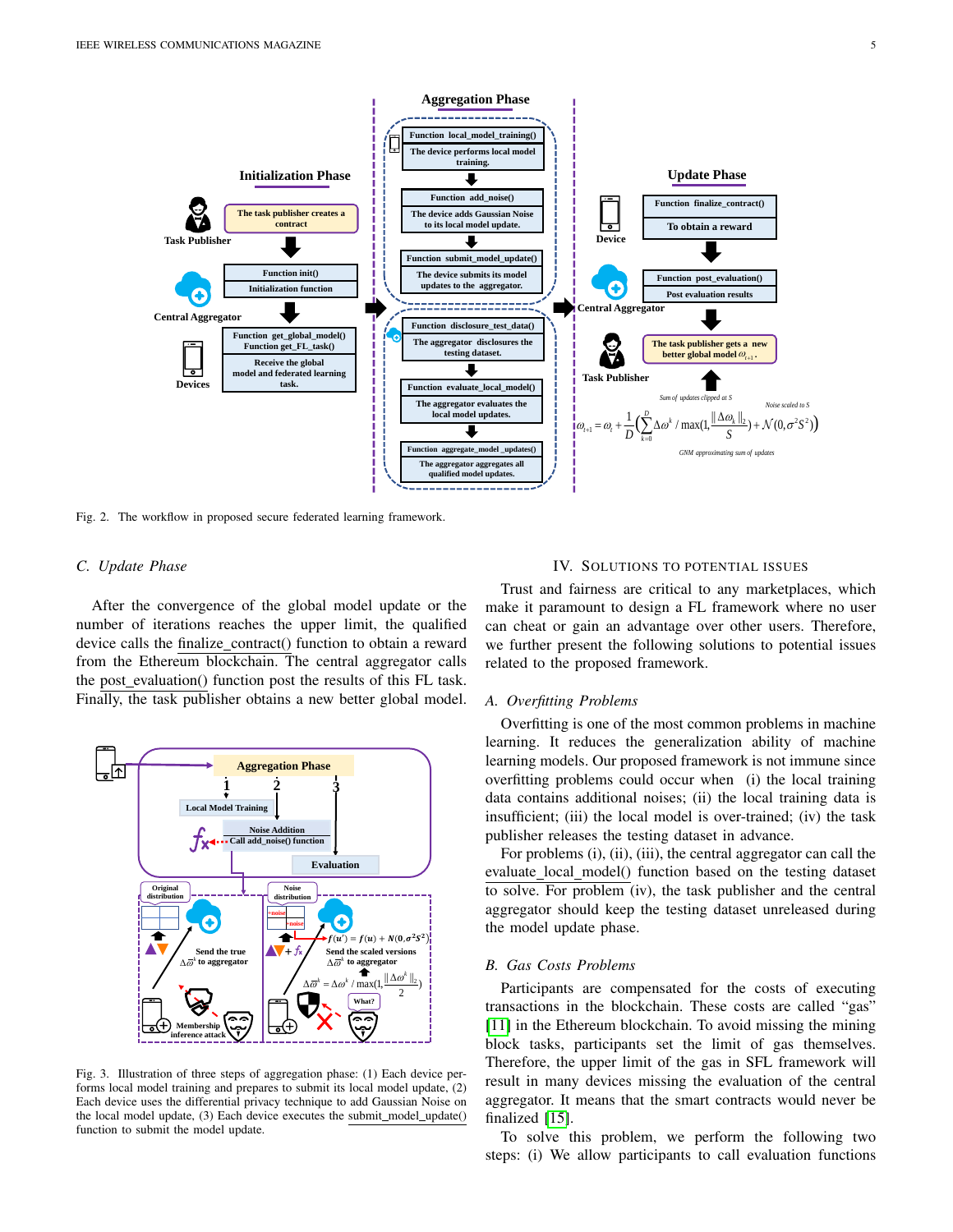Fig. 2. The workflow in proposed secure federated learning framework.

### C. Update Phase

After the convergence of the global model update or the number of iterations reaches the upper limit, the qualified device calls the finalize_contract() function to obtain a reward from the Ethereum blockchain. The central aggregator calls the post_evaluation() function post the results of this FL task. Finally, the task publisher obtains a new better global model.

Fig. 3. Illustration of three steps of aggregation phase: (1) Each device performs local model training and prepares to submit its local model update, (2) Each device uses the differential privacy technique to add Gaussian Noise on the local model update, (3) Each device executes the submit_model_update() function to submit the model update.

## IV. Solutions to Potential Issues

Trust and fairness are critical to any marketplaces, which make it paramount to design a FL framework where no user can cheat or gain an advantage over other users. Therefore, we further present the following solutions to potential issues related to the proposed framework.

### A. Overfitting Problems

Overfitting is one of the most common problems in machine learning. It reduces the generalization ability of machine learning models. Our proposed framework is not immune since overfitting problems could occur when (i) the local training data contains additional noises; (ii) the local training data is insufficient; (iii) the local model is over-trained; (iv) the task publisher releases the testing dataset in advance.

For problems (i), (ii), (iii), the central aggregator can call the evaluate_local_model() function based on the testing dataset to solve. For problem (iv), the task publisher and the central aggregator should keep the testing dataset unreleased during the model update phase.

### B. Gas Costs Problems

Participants are compensated for the costs of executing transactions in the blockchain. These costs are called "gas" [11] in the Ethereum blockchain. To avoid missing the mining block tasks, participants set the limit of gas themselves. Therefore, the upper limit of the gas in SFL framework will result in many devices missing the evaluation of the central aggregator. It means that the smart contracts would never be finalized [15].

To solve this problem, we perform the following two steps: (i) We allow participants to call evaluation functions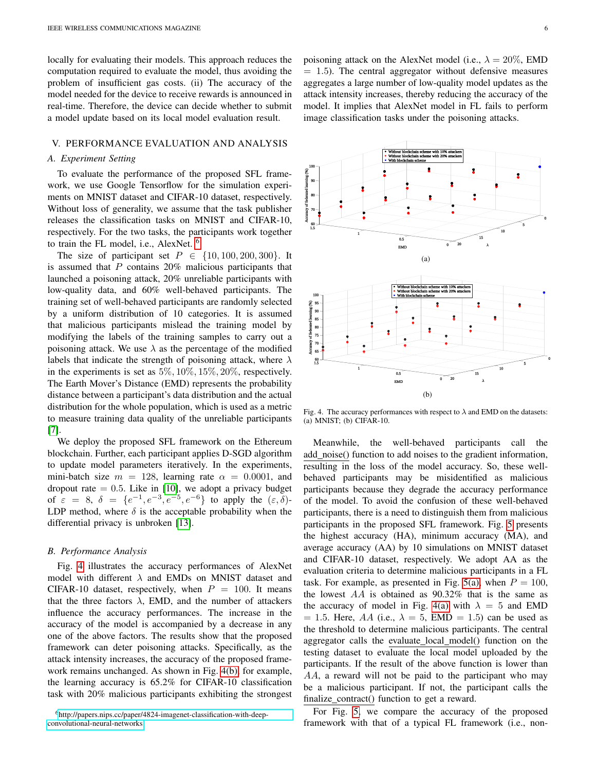locally for evaluating their models. This approach reduces the computation required to evaluate the model, thus avoiding the problem of insufficient gas costs. (ii) The accuracy of the model needed for the device to receive rewards is announced in real-time. Therefore, the device can decide whether to submit a model update based on its local model evaluation result.

## V. Performance Evaluation and Analysis

### A. Experiment Setting

To evaluate the performance of the proposed SFL framework, we use Google Tensorflow for the simulation experiments on MNIST dataset and CIFAR-10 dataset, respectively. Without loss of generality, we assume that the task publisher releases the classification tasks on MNIST and CIFAR-10, respectively. For the two tasks, the participants work together to train the FL model, i.e., AlexNet. [6]

The size of participant set $P \in \{10, 100, 200, 300\}$. It is assumed that $P$ contains 20% malicious participants that launched a poisoning attack, 20% unreliable participants with low-quality data, and 60% well-behaved participants. The training set of well-behaved participants are randomly selected by a uniform distribution of 10 categories. It is assumed that malicious participants mislead the training model by modifying the labels of the training samples to carry out a poisoning attack. We use $\lambda$ as the percentage of the modified labels that indicate the strength of poisoning attack, where $\lambda$ in the experiments is set as $5\%, 10\%, 15\%, 20\%$, respectively. The Earth Mover's Distance (EMD) represents the probability distance between a participant's data distribution and the actual distribution for the whole population, which is used as a metric to measure training data quality of the unreliable participants [7].

We deploy the proposed SFL framework on the Ethereum blockchain. Further, each participant applies D-SGD algorithm to update model parameters iteratively. In the experiments, mini-batch size $m = 128$, learning rate $\alpha = 0.0001$, and dropout rate $= 0.5$. Like in [10], we adopt a privacy budget of $\varepsilon = 8$, $\delta = \{e^{-1}, e^{-3}, e^{-5}, e^{-6}\}$ to apply the $(\varepsilon, \delta)$-LDP method, where $\delta$ is the acceptable probability when the differential privacy is unbroken [13].

### B. Performance Analysis

Fig. 4 illustrates the accuracy performances of AlexNet model with different $\lambda$ and EMDs on MNIST dataset and CIFAR-10 dataset, respectively, when $P = 100$. It means that the three factors $\lambda$, EMD, and the number of attackers influence the accuracy performances. The increase in the accuracy of the model is accompanied by a decrease in any one of the above factors. The results show that the proposed framework can deter poisoning attacks. Specifically, as the attack intensity increases, the accuracy of the proposed framework remains unchanged. As shown in Fig. 4(b), for example, the learning accuracy is 65.2% for CIFAR-10 classification task with 20% malicious participants exhibiting the strongest poisoning attack on the AlexNet model (i.e., $\lambda = 20\%$, EMD $= 1.5$). The central aggregator without defensive measures aggregates a large number of low-quality model updates as the attack intensity increases, thereby reducing the accuracy of the model. It implies that AlexNet model in FL fails to perform image classification tasks under the poisoning attacks.

Fig. 4. The accuracy performances with respect to $\lambda$ and EMD on the datasets: (a) MNIST; (b) CIFAR-10.

Meanwhile, the well-behaved participants call the add_noise() function to add noises to the gradient information, resulting in the loss of the model accuracy. So, these well-behaved participants may be misidentified as malicious participants because they degrade the accuracy performance of the model. To avoid the confusion of these well-behaved participants, there is a need to distinguish them from malicious participants in the proposed SFL framework. Fig. 5 presents the highest accuracy (HA), minimum accuracy (MA), and average accuracy (AA) by 10 simulations on MNIST dataset and CIFAR-10 dataset, respectively. We adopt AA as the evaluation criteria to determine malicious participants in a FL task. For example, as presented in Fig. 5(a), when $P = 100$, the lowest $AA$ is obtained as 90.32% that is the same as the accuracy of model in Fig. 4(a) with $\lambda = 5$ and EMD $= 1.5$. Here, $AA$ (i.e., $\lambda = 5$, EMD $= 1.5$) can be used as the threshold to determine malicious participants. The central aggregator calls the evaluate_local_model() function on the testing dataset to evaluate the local model uploaded by the participants. If the result of the above function is lower than $AA$, a reward will not be paid to the participant who may be a malicious participant. If not, the participant calls the finalize_contract() function to get a reward.

For Fig. 5, we compare the accuracy of the proposed framework with that of a typical FL framework (i.e., non-

[6] http://papers.nips.cc/paper/4824-imagenet-classification-with-deep-convolutional-neural-networks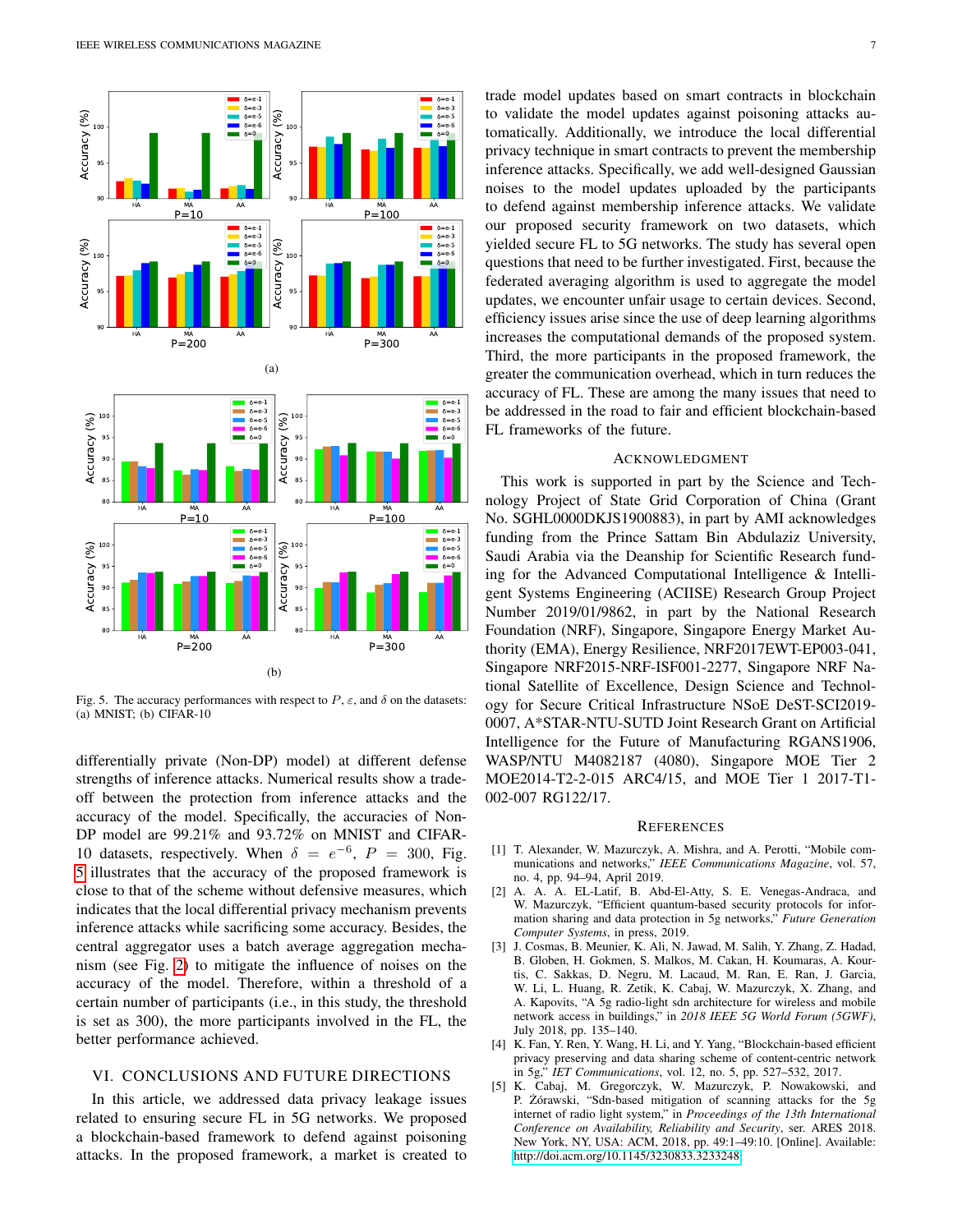Fig. 5. The accuracy performances with respect to $P$, $\varepsilon$, and $\delta$ on the datasets: (a) MNIST; (b) CIFAR-10

differentially private (Non-DP) model) at different defense strengths of inference attacks. Numerical results show a trade-off between the protection from inference attacks and the accuracy of the model. Specifically, the accuracies of Non-DP model are 99.21% and 93.72% on MNIST and CIFAR-10 datasets, respectively. When $\delta = e^{-6}$, $P = 300$, Fig. 5 illustrates that the accuracy of the proposed framework is close to that of the scheme without defensive measures, which indicates that the local differential privacy mechanism prevents inference attacks while sacrificing some accuracy. Besides, the central aggregator uses a batch average aggregation mechanism (see Fig. 2) to mitigate the influence of noises on the accuracy of the model. Therefore, within a threshold of a certain number of participants (i.e., in this study, the threshold is set as 300), the more participants involved in the FL, the better performance achieved.

## VI. Conclusions and Future Directions

In this article, we addressed data privacy leakage issues related to ensuring secure FL in 5G networks. We proposed a blockchain-based framework to defend against poisoning attacks. In the proposed framework, a market is created to trade model updates based on smart contracts in blockchain to validate the model updates against poisoning attacks automatically. Additionally, we introduce the local differential privacy technique in smart contracts to prevent the membership inference attacks. Specifically, we add well-designed Gaussian noises to the model updates uploaded by the participants to defend against membership inference attacks. We validate our proposed security framework on two datasets, which yielded secure FL to 5G networks. The study has several open questions that need to be further investigated. First, because the federated averaging algorithm is used to aggregate the model updates, we encounter unfair usage to certain devices. Second, efficiency issues arise since the use of deep learning algorithms increases the computational demands of the proposed system. Third, the more participants in the proposed framework, the greater the communication overhead, which in turn reduces the accuracy of FL. These are among the many issues that need to be addressed in the road to fair and efficient blockchain-based FL frameworks of the future.

## Acknowledgment

This work is supported in part by the Science and Technology Project of State Grid Corporation of China (Grant No. SGHL0000DKJS1900883), in part by AMI acknowledges funding from the Prince Sattam Bin Abdulaziz University, Saudi Arabia via the Deanship for Scientific Research funding for the Advanced Computational Intelligence & Intelligent Systems Engineering (ACIISE) Research Group Project Number 2019/01/9862, in part by the National Research Foundation (NRF), Singapore, Singapore Energy Market Authority (EMA), Energy Resilience, NRF2017EWT-EP003-041, Singapore NRF2015-NRF-ISF001-2277, Singapore NRF National Satellite of Excellence, Design Science and Technology for Secure Critical Infrastructure NSoE DeST-SCI2019-0007, A*STAR-NTU-SUTD Joint Research Grant on Artificial Intelligence for the Future of Manufacturing RGANS1906, WASP/NTU M4082187 (4080), Singapore MOE Tier 2 MOE2014-T2-2-015 ARC4/15, and MOE Tier 1 2017-T1-002-007 RG122/17.

## References

[1] T. Alexander, W. Mazurczyk, A. Mishra, and A. Perotti, "Mobile communications and networks," *IEEE Communications Magazine*, vol. 57, no. 4, pp. 94–94, April 2019.

[2] A. A. A. EL-Latif, B. Abd-El-Atty, S. E. Venegas-Andraca, and W. Mazurczyk, "Efficient quantum-based security protocols for information sharing and data protection in 5g networks," *Future Generation Computer Systems*, in press, 2019.

[3] J. Cosmas, B. Meunier, K. Ali, N. Jawad, M. Salih, Y. Zhang, Z. Hadad, B. Globen, H. Gokmen, S. Malkos, M. Cakan, H. Koumaras, A. Kourtis, C. Sakkas, D. Negru, M. Lacaud, M. Ran, E. Ran, J. Garcia, W. Li, L. Huang, R. Zetik, K. Cabaj, W. Mazurczyk, X. Zhang, and A. Kapovits, "A 5g radio-light sdn architecture for wireless and mobile network access in buildings," in *2018 IEEE 5G World Forum (5GWF)*, July 2018, pp. 135–140.

[4] K. Fan, Y. Ren, Y. Wang, H. Li, and Y. Yang, "Blockchain-based efficient privacy preserving and data sharing scheme of content-centric network in 5g," *IET Communications*, vol. 12, no. 5, pp. 527–532, 2017.

[5] K. Cabaj, M. Gregorczyk, W. Mazurczyk, P. Nowakowski, and P. Żórawski, "Sdn-based mitigation of scanning attacks for the 5g internet of radio light system," in *Proceedings of the 13th International Conference on Availability, Reliability and Security*, ser. ARES 2018. New York, NY, USA: ACM, 2018, pp. 49:1–49:10. [Online]. Available: http://doi.acm.org/10.1145/3230833.3233248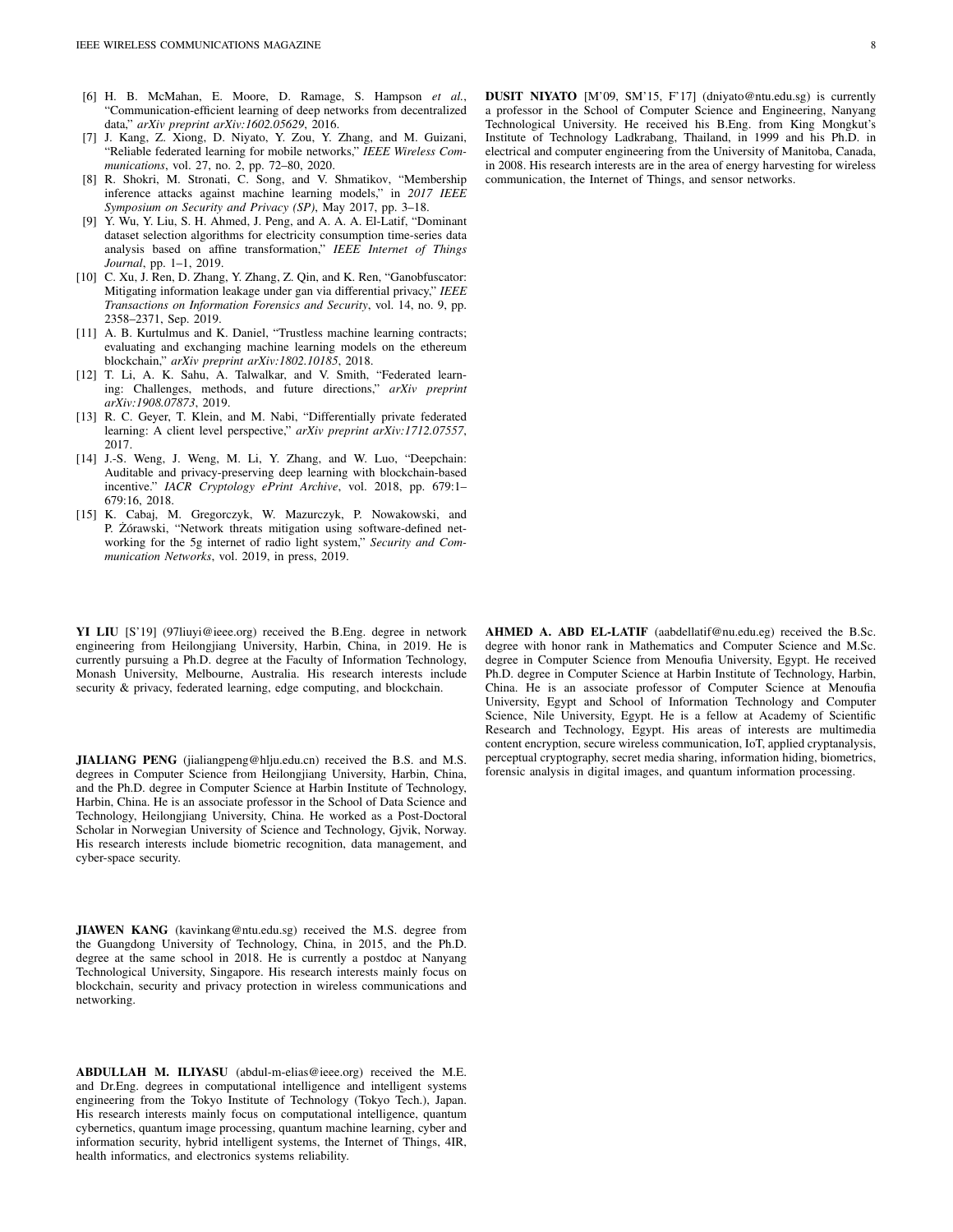[6] H. B. McMahan, E. Moore, D. Ramage, S. Hampson *et al.*, "Communication-efficient learning of deep networks from decentralized data," *arXiv preprint arXiv:1602.05629*, 2016.

[7] J. Kang, Z. Xiong, D. Niyato, Y. Zou, Y. Zhang, and M. Guizani, "Reliable federated learning for mobile networks," *IEEE Wireless Communications*, vol. 27, no. 2, pp. 72–80, 2020.

[8] R. Shokri, M. Stronati, C. Song, and V. Shmatikov, "Membership inference attacks against machine learning models," in *2017 IEEE Symposium on Security and Privacy (SP)*, May 2017, pp. 3–18.

[9] Y. Wu, Y. Liu, S. H. Ahmed, J. Peng, and A. A. A. El-Latif, "Dominant dataset selection algorithms for electricity consumption time-series data analysis based on affine transformation," *IEEE Internet of Things Journal*, pp. 1–1, 2019.

[10] C. Xu, J. Ren, D. Zhang, Y. Zhang, Z. Qin, and K. Ren, "Ganobfuscator: Mitigating information leakage under gan via differential privacy," *IEEE Transactions on Information Forensics and Security*, vol. 14, no. 9, pp. 2358–2371, Sep. 2019.

[11] A. B. Kurtulmus and K. Daniel, "Trustless machine learning contracts; evaluating and exchanging machine learning models on the ethereum blockchain," *arXiv preprint arXiv:1802.10185*, 2018.

[12] T. Li, A. K. Sahu, A. Talwalkar, and V. Smith, "Federated learning: Challenges, methods, and future directions," *arXiv preprint arXiv:1908.07873*, 2019.

[13] R. C. Geyer, T. Klein, and M. Nabi, "Differentially private federated learning: A client level perspective," *arXiv preprint arXiv:1712.07557*, 2017.

[14] J.-S. Weng, J. Weng, M. Li, Y. Zhang, and W. Luo, "Deepchain: Auditable and privacy-preserving deep learning with blockchain-based incentive." *IACR Cryptology ePrint Archive*, vol. 2018, pp. 679:1–679:16, 2018.

[15] K. Cabaj, M. Gregorczyk, W. Mazurczyk, P. Nowakowski, and P. Żórawski, "Network threats mitigation using software-defined networking for the 5g internet of radio light system," *Security and Communication Networks*, vol. 2019, in press, 2019.

**YI LIU** [S'19] (97liuyi@ieee.org) received the B.Eng. degree in network engineering from Heilongjiang University, Harbin, China, in 2019. He is currently pursuing a Ph.D. degree at the Faculty of Information Technology, Monash University, Melbourne, Australia. His research interests include security & privacy, federated learning, edge computing, and blockchain.

**JIALIANG PENG** (jialiangpeng@hlju.edu.cn) received the B.S. and M.S. degrees in Computer Science from Heilongjiang University, Harbin, China, and the Ph.D. degree in Computer Science at Harbin Institute of Technology, Harbin, China. He is an associate professor in the School of Data Science and Technology, Heilongjiang University, China. He worked as a Post-Doctoral Scholar in Norwegian University of Science and Technology, Gjvik, Norway. His research interests include biometric recognition, data management, and cyber-space security.

**JIAWEN KANG** (kavinkang@ntu.edu.sg) received the M.S. degree from the Guangdong University of Technology, China, in 2015, and the Ph.D. degree at the same school in 2018. He is currently a postdoc at Nanyang Technological University, Singapore. His research interests mainly focus on blockchain, security and privacy protection in wireless communications and networking.

**ABDULLAH M. ILIYASU** (abdul-m-elias@ieee.org) received the M.E. and Dr.Eng. degrees in computational intelligence and intelligent systems engineering from the Tokyo Institute of Technology (Tokyo Tech.), Japan. His research interests mainly focus on computational intelligence, quantum cybernetics, quantum image processing, quantum machine learning, cyber and information security, hybrid intelligent systems, the Internet of Things, 4IR, health informatics, and electronics systems reliability.

**DUSIT NIYATO** [M'09, SM'15, F'17] (dniyato@ntu.edu.sg) is currently a professor in the School of Computer Science and Engineering, Nanyang Technological University. He received his B.Eng. from King Mongkut's Institute of Technology Ladkrabang, Thailand, in 1999 and his Ph.D. in electrical and computer engineering from the University of Manitoba, Canada, in 2008. His research interests are in the area of energy harvesting for wireless communication, the Internet of Things, and sensor networks.

**AHMED A. ABD EL-LATIF** (aabdellatif@nu.edu.eg) received the B.Sc. degree with honor rank in Mathematics and Computer Science and M.Sc. degree in Computer Science from Menoufia University, Egypt. He received Ph.D. degree in Computer Science at Harbin Institute of Technology, Harbin, China. He is an associate professor of Computer Science at Menoufia University, Egypt and School of Information Technology and Computer Science, Nile University, Egypt. He is a fellow at Academy of Scientific Research and Technology, Egypt. His areas of interests are multimedia content encryption, secure wireless communication, IoT, applied cryptanalysis, perceptual cryptography, secret media sharing, information hiding, biometrics, forensic analysis in digital images, and quantum information processing.